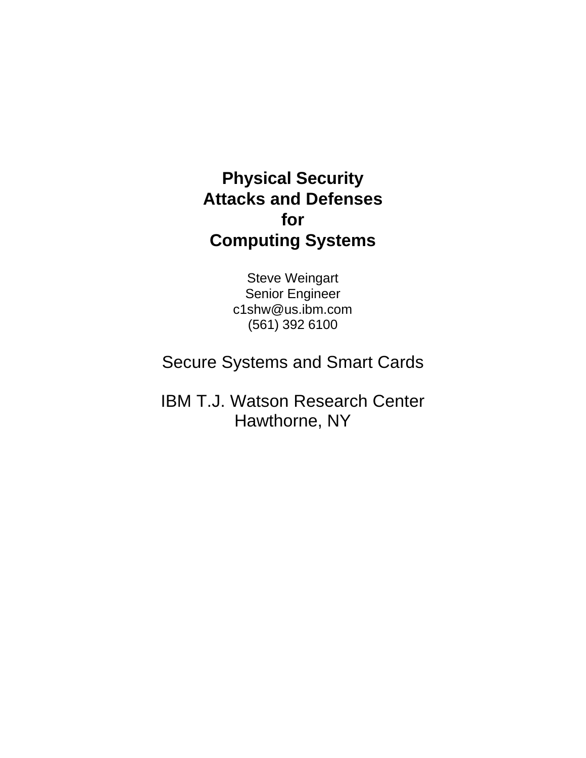# Physical Security Attacks and Defenses for Computing Systems

Steve Weingart
Senior Engineer
c1shw@us.ibm.com
(561) 392 6100

Secure Systems and Smart Cards

IBM T.J. Watson Research Center
Hawthorne, NY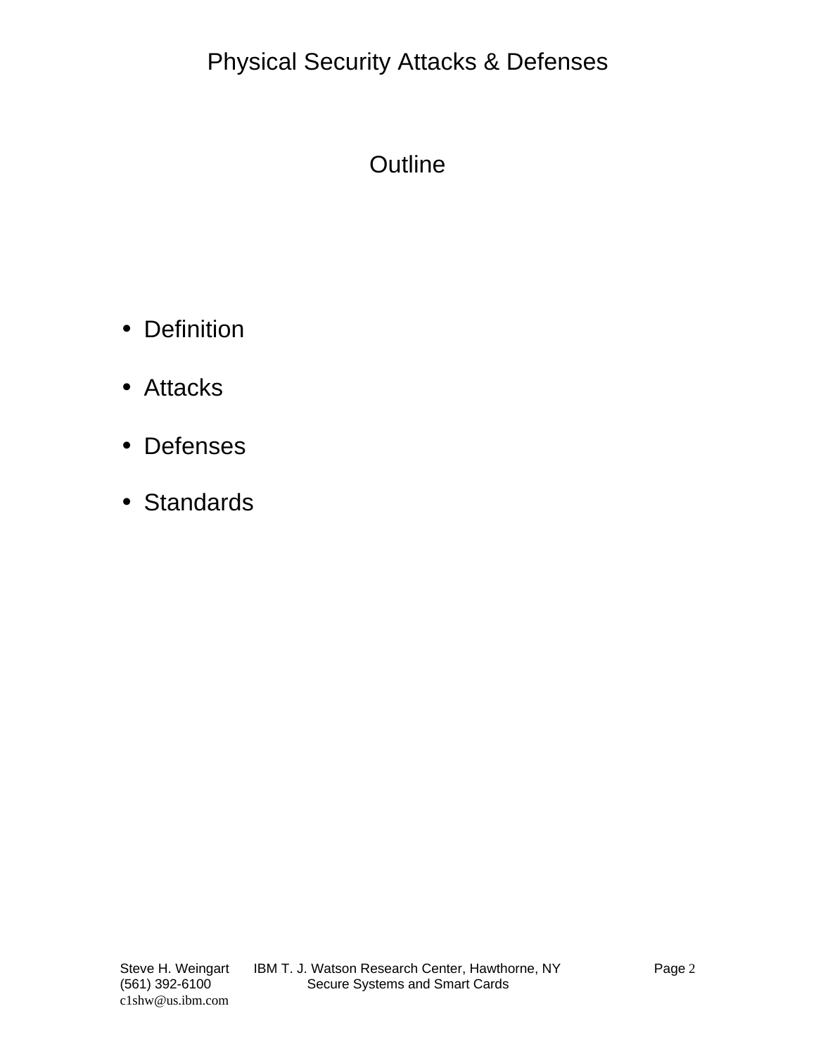## Outline

- Definition
- Attacks
- Defenses
- Standards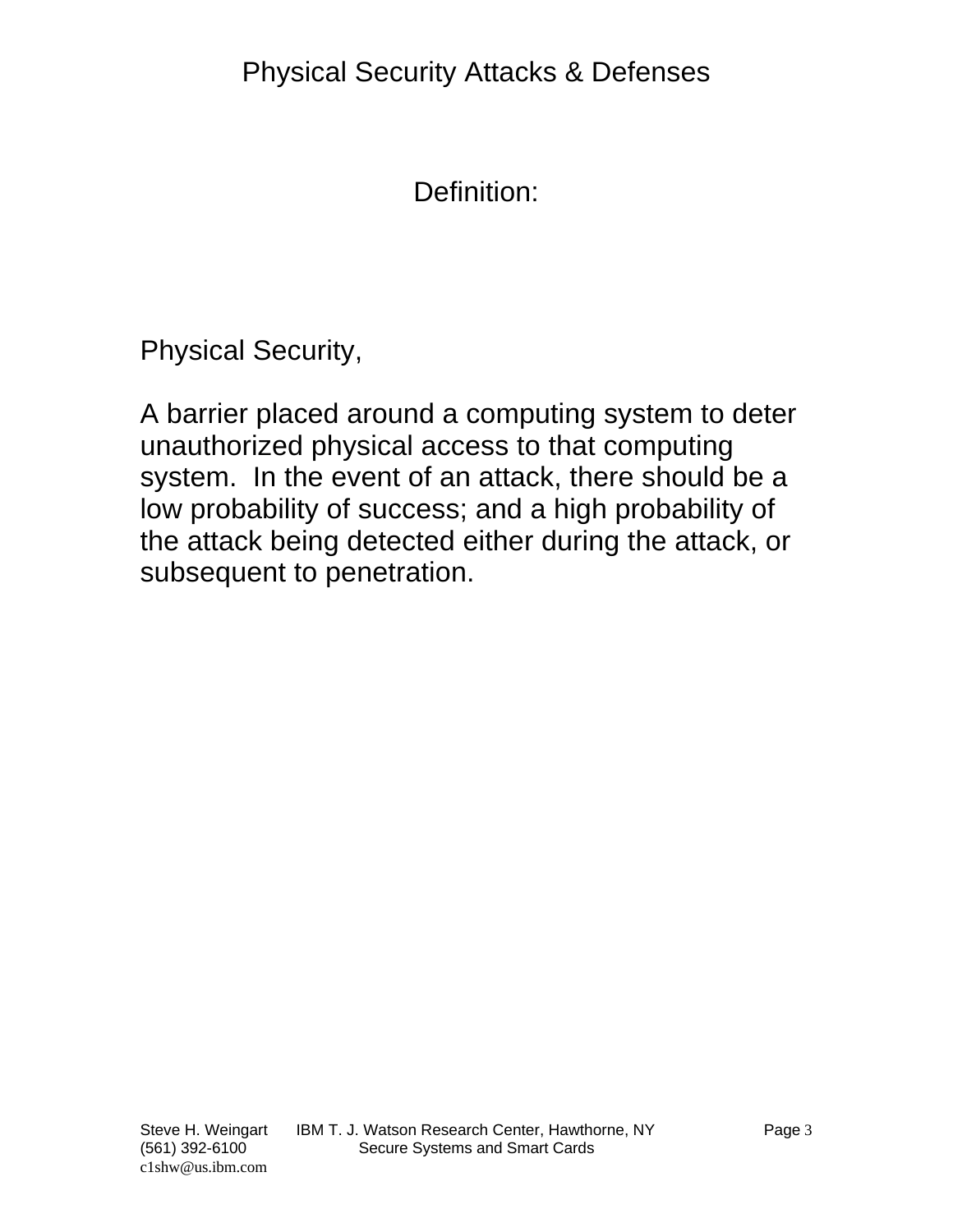Definition:

Physical Security,

A barrier placed around a computing system to deter unauthorized physical access to that computing system. In the event of an attack, there should be a low probability of success; and a high probability of the attack being detected either during the attack, or subsequent to penetration.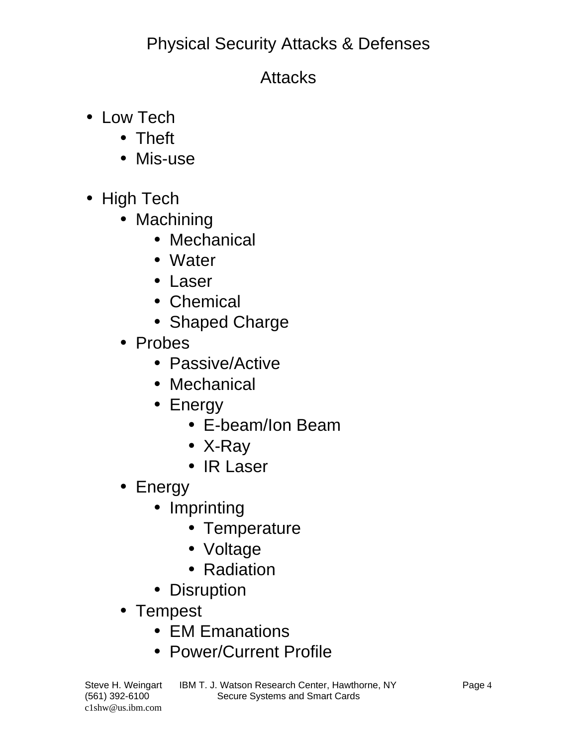# Physical Security Attacks & Defenses

## Attacks

- Low Tech
  - Theft
  - Mis-use

- High Tech
  - Machining
    - Mechanical
    - Water
    - Laser
    - Chemical
    - Shaped Charge
  - Probes
    - Passive/Active
    - Mechanical
    - Energy
      - E-beam/Ion Beam
      - X-Ray
      - IR Laser
  - Energy
    - Imprinting
      - Temperature
      - Voltage
      - Radiation
    - Disruption
  - Tempest
    - EM Emanations
    - Power/Current Profile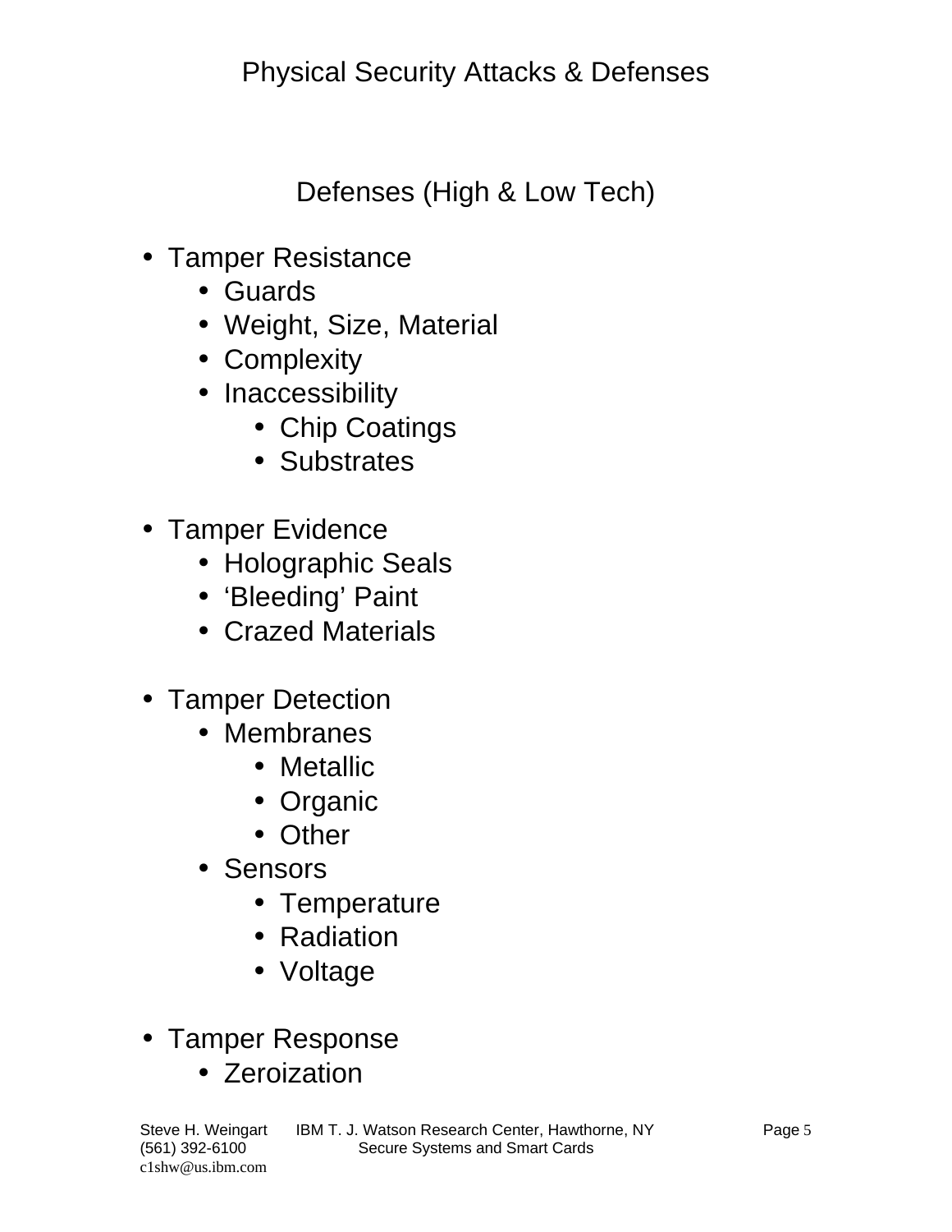# Physical Security Attacks & Defenses

## Defenses (High & Low Tech)

- Tamper Resistance
  - Guards
  - Weight, Size, Material
  - Complexity
  - Inaccessibility
    - Chip Coatings
    - Substrates

- Tamper Evidence
  - Holographic Seals
  - ‘Bleeding’ Paint
  - Crazed Materials

- Tamper Detection
  - Membranes
    - Metallic
    - Organic
    - Other
  - Sensors
    - Temperature
    - Radiation
    - Voltage

- Tamper Response
  - Zeroization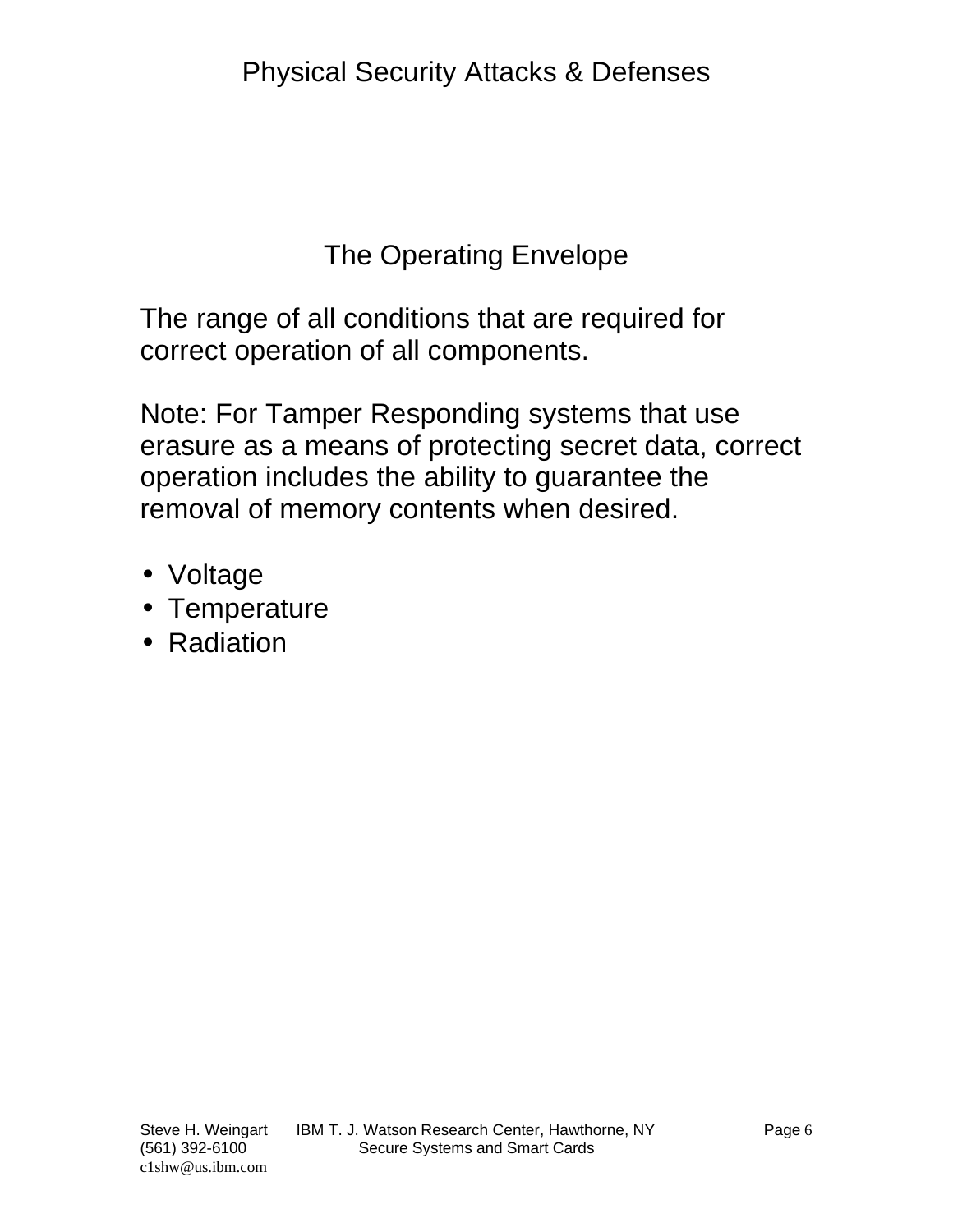## The Operating Envelope

The range of all conditions that are required for correct operation of all components.

Note: For Tamper Responding systems that use erasure as a means of protecting secret data, correct operation includes the ability to guarantee the removal of memory contents when desired.

- Voltage
- Temperature
- Radiation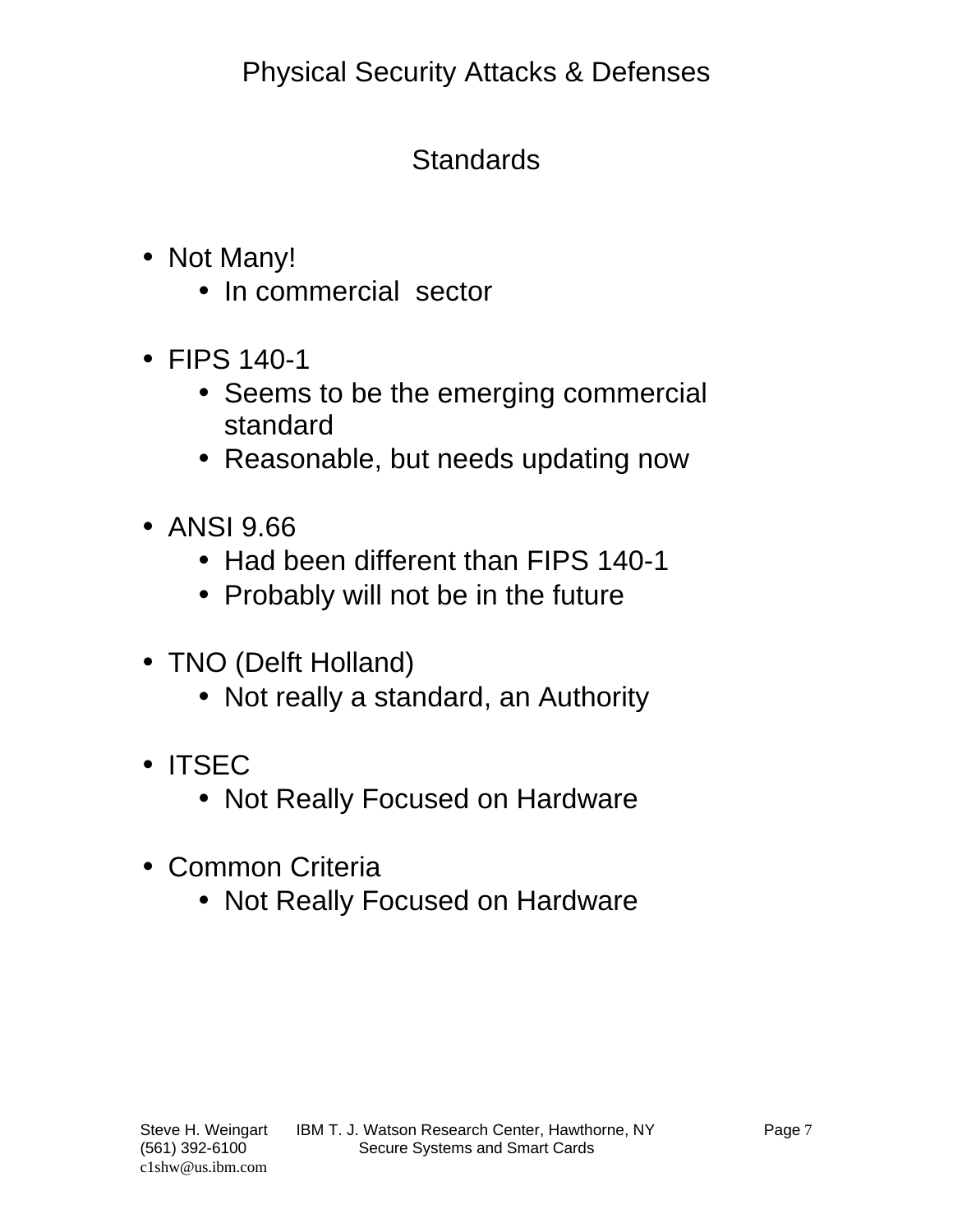# Physical Security Attacks & Defenses

## Standards

- Not Many!
  - In commercial sector
- FIPS 140-1
  - Seems to be the emerging commercial standard
  - Reasonable, but needs updating now
- ANSI 9.66
  - Had been different than FIPS 140-1
  - Probably will not be in the future
- TNO (Delft Holland)
  - Not really a standard, an Authority
- ITSEC
  - Not Really Focused on Hardware
- Common Criteria
  - Not Really Focused on Hardware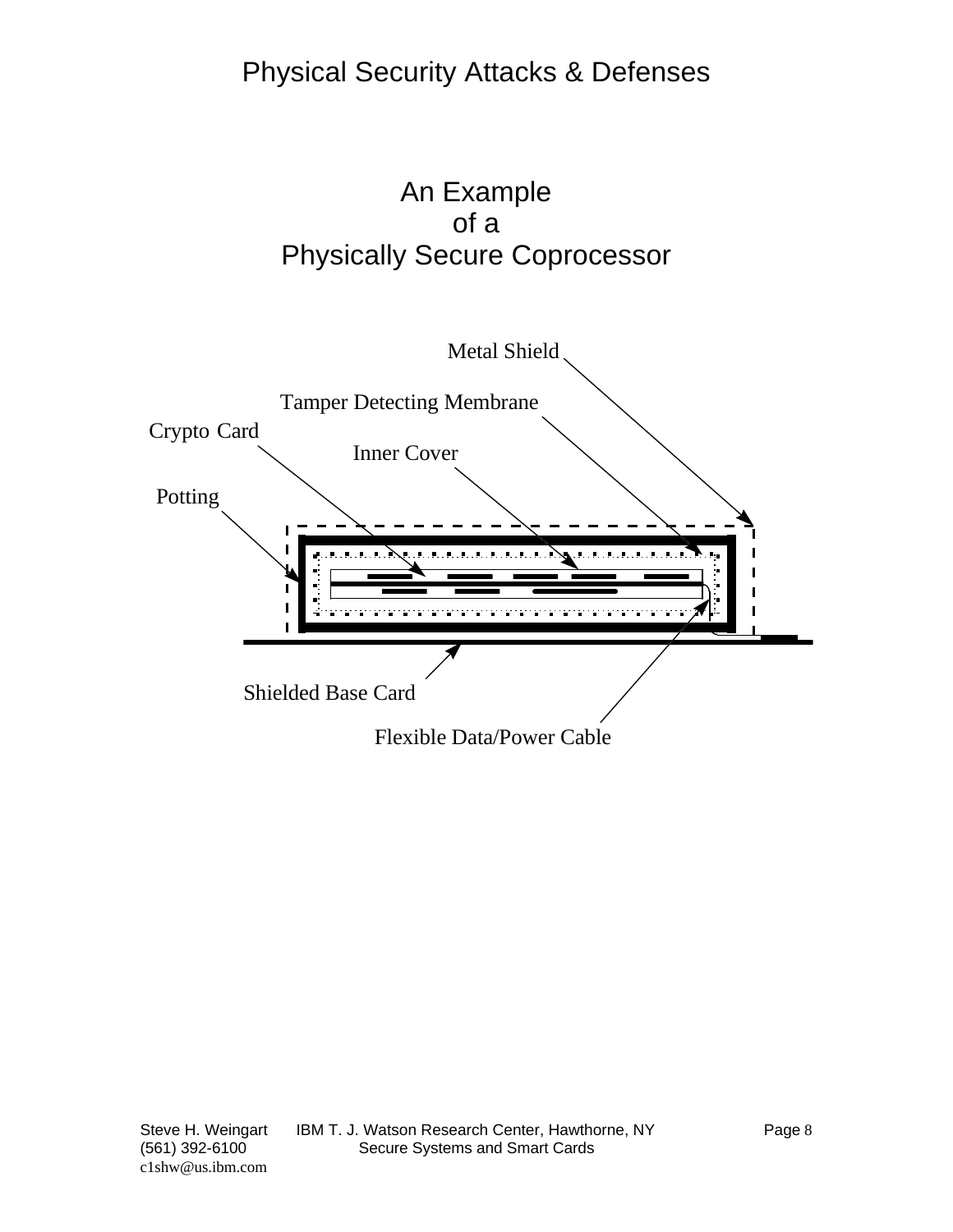# Physical Security Attacks & Defenses

## An Example of a Physically Secure Coprocessor

Metal Shield

Tamper Detecting Membrane

Crypto Card

Inner Cover

Potting

Shielded Base Card

Flexible Data/Power Cable